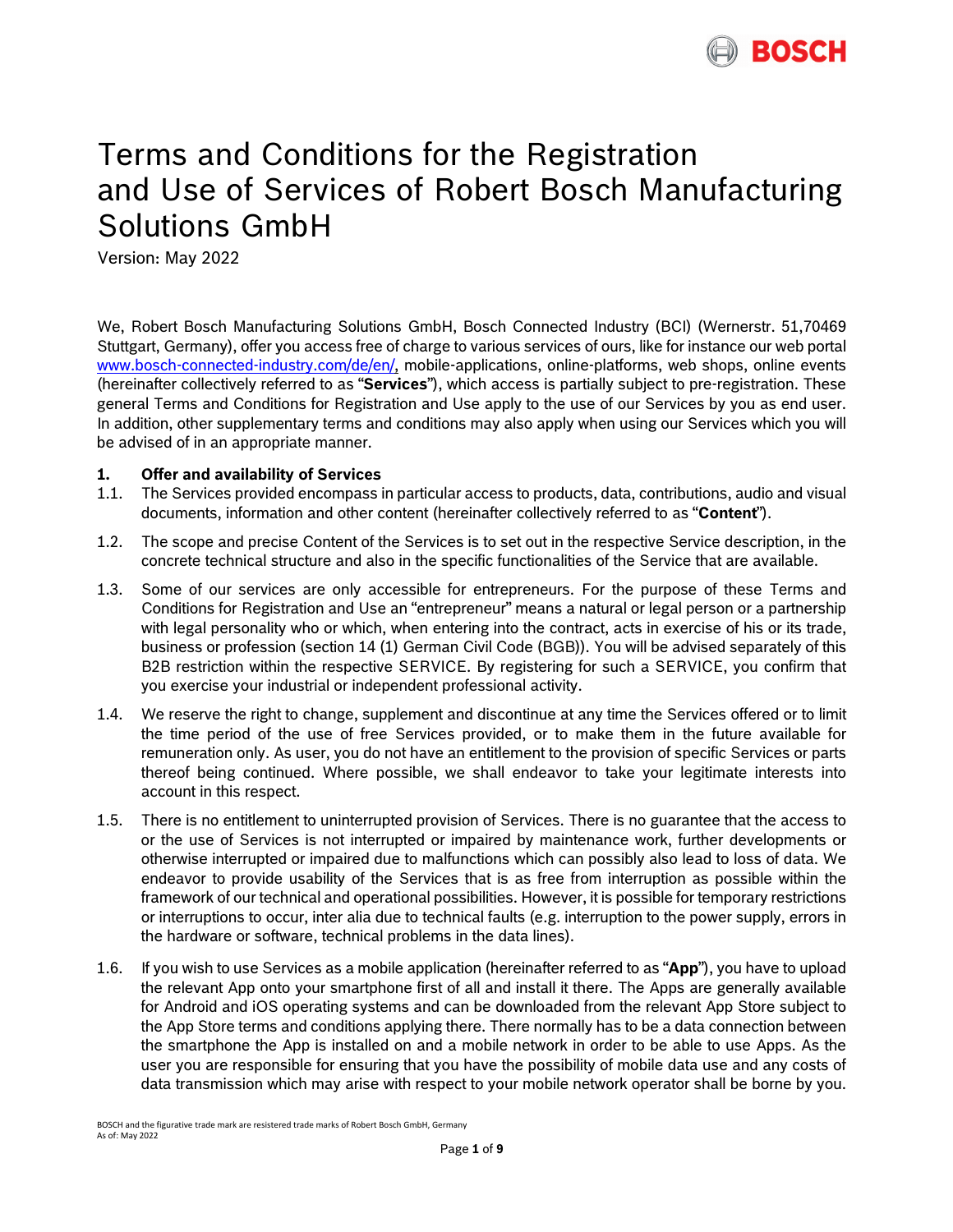# Terms and Conditions for the Registration and Use of Services of Robert Bosch Manufacturing Solutions GmbH

Version: May 2022

We, Robert Bosch Manufacturing Solutions GmbH, Bosch Connected Industry (BCI) (Wernerstr. 51,70469 Stuttgart, Germany), offer you access free of charge to various services of ours, like for instance our web portal [www.bosch-connected-industry.com/de/en/](www.bosch-connected-industry.com/de/en/), mobile-applications, online-platforms, web shops, online events (hereinafter collectively referred to as "**Services**"), which access is partially subject to pre-registration. These general Terms and Conditions for Registration and Use apply to the use of our Services by you as end user. In addition, other supplementary terms and conditions may also apply when using our Services which you will be advised of in an appropriate manner.

## 1. Offer and availability of Services

1.1. The Services provided encompass in particular access to products, data, contributions, audio and visual documents, information and other content (hereinafter collectively referred to as "**Content**").

1.2. The scope and precise Content of the Services is to set out in the respective Service description, in the concrete technical structure and also in the specific functionalities of the Service that are available.

1.3. Some of our services are only accessible for entrepreneurs. For the purpose of these Terms and Conditions for Registration and Use an "entrepreneur" means a natural or legal person or a partnership with legal personality who or which, when entering into the contract, acts in exercise of his or its trade, business or profession (section 14 (1) German Civil Code (BGB)). You will be advised separately of this B2B restriction within the respective SERVICE. By registering for such a SERVICE, you confirm that you exercise your industrial or independent professional activity.

1.4. We reserve the right to change, supplement and discontinue at any time the Services offered or to limit the time period of the use of free Services provided, or to make them in the future available for remuneration only. As user, you do not have an entitlement to the provision of specific Services or parts thereof being continued. Where possible, we shall endeavor to take your legitimate interests into account in this respect.

1.5. There is no entitlement to uninterrupted provision of Services. There is no guarantee that the access to or the use of Services is not interrupted or impaired by maintenance work, further developments or otherwise interrupted or impaired due to malfunctions which can possibly also lead to loss of data. We endeavor to provide usability of the Services that is as free from interruption as possible within the framework of our technical and operational possibilities. However, it is possible for temporary restrictions or interruptions to occur, inter alia due to technical faults (e.g. interruption to the power supply, errors in the hardware or software, technical problems in the data lines).

1.6. If you wish to use Services as a mobile application (hereinafter referred to as "**App**"), you have to upload the relevant App onto your smartphone first of all and install it there. The Apps are generally available for Android and iOS operating systems and can be downloaded from the relevant App Store subject to the App Store terms and conditions applying there. There normally has to be a data connection between the smartphone the App is installed on and a mobile network in order to be able to use Apps. As the user you are responsible for ensuring that you have the possibility of mobile data use and any costs of data transmission which may arise with respect to your mobile network operator shall be borne by you.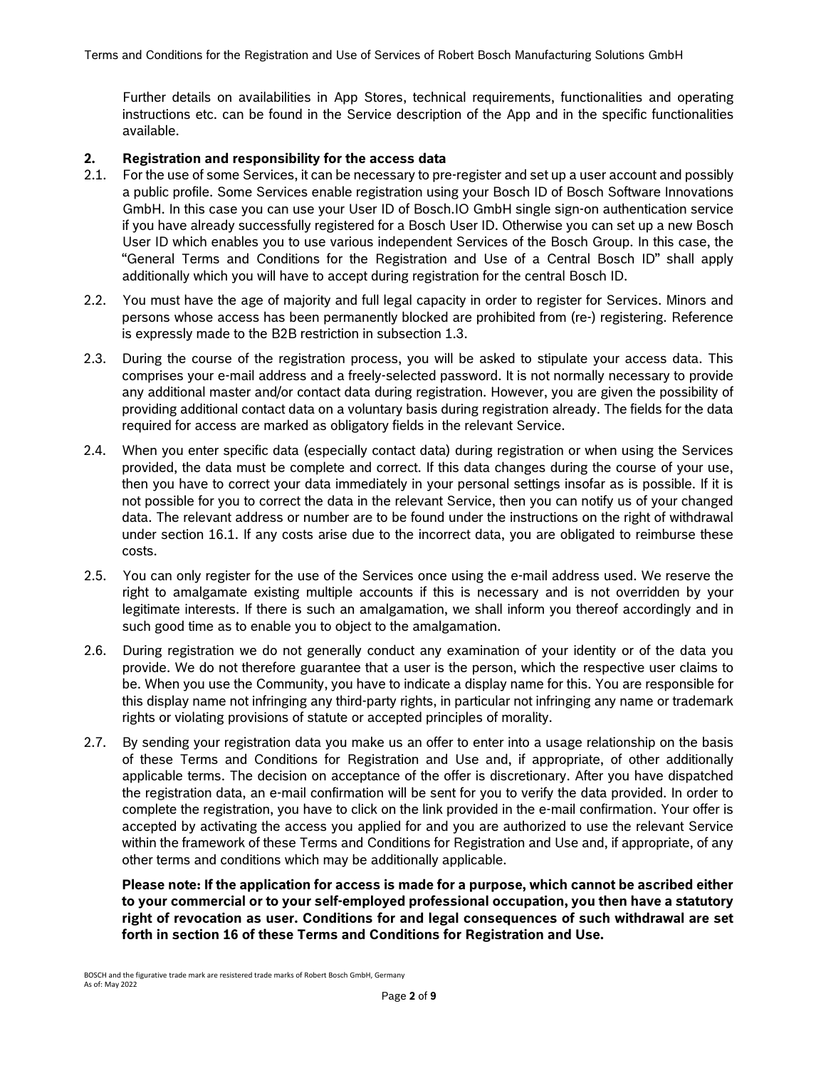Further details on availabilities in App Stores, technical requirements, functionalities and operating instructions etc. can be found in the Service description of the App and in the specific functionalities available.

## 2. Registration and responsibility for the access data

2.1. For the use of some Services, it can be necessary to pre-register and set up a user account and possibly a public profile. Some Services enable registration using your Bosch ID of Bosch Software Innovations GmbH. In this case you can use your User ID of Bosch.IO GmbH single sign-on authentication service if you have already successfully registered for a Bosch User ID. Otherwise you can set up a new Bosch User ID which enables you to use various independent Services of the Bosch Group. In this case, the "General Terms and Conditions for the Registration and Use of a Central Bosch ID" shall apply additionally which you will have to accept during registration for the central Bosch ID.

2.2. You must have the age of majority and full legal capacity in order to register for Services. Minors and persons whose access has been permanently blocked are prohibited from (re-) registering. Reference is expressly made to the B2B restriction in subsection 1.3.

2.3. During the course of the registration process, you will be asked to stipulate your access data. This comprises your e-mail address and a freely-selected password. It is not normally necessary to provide any additional master and/or contact data during registration. However, you are given the possibility of providing additional contact data on a voluntary basis during registration already. The fields for the data required for access are marked as obligatory fields in the relevant Service.

2.4. When you enter specific data (especially contact data) during registration or when using the Services provided, the data must be complete and correct. If this data changes during the course of your use, then you have to correct your data immediately in your personal settings insofar as is possible. If it is not possible for you to correct the data in the relevant Service, then you can notify us of your changed data. The relevant address or number are to be found under the instructions on the right of withdrawal under section 16.1. If any costs arise due to the incorrect data, you are obligated to reimburse these costs.

2.5. You can only register for the use of the Services once using the e-mail address used. We reserve the right to amalgamate existing multiple accounts if this is necessary and is not overridden by your legitimate interests. If there is such an amalgamation, we shall inform you thereof accordingly and in such good time as to enable you to object to the amalgamation.

2.6. During registration we do not generally conduct any examination of your identity or of the data you provide. We do not therefore guarantee that a user is the person, which the respective user claims to be. When you use the Community, you have to indicate a display name for this. You are responsible for this display name not infringing any third-party rights, in particular not infringing any name or trademark rights or violating provisions of statute or accepted principles of morality.

2.7. By sending your registration data you make us an offer to enter into a usage relationship on the basis of these Terms and Conditions for Registration and Use and, if appropriate, of other additionally applicable terms. The decision on acceptance of the offer is discretionary. After you have dispatched the registration data, an e-mail confirmation will be sent for you to verify the data provided. In order to complete the registration, you have to click on the link provided in the e-mail confirmation. Your offer is accepted by activating the access you applied for and you are authorized to use the relevant Service within the framework of these Terms and Conditions for Registration and Use and, if appropriate, of any other terms and conditions which may be additionally applicable.

**Please note: If the application for access is made for a purpose, which cannot be ascribed either to your commercial or to your self-employed professional occupation, you then have a statutory right of revocation as user. Conditions for and legal consequences of such withdrawal are set forth in section 16 of these Terms and Conditions for Registration and Use.**

BOSCH and the figurative trade mark are resistered trade marks of Robert Bosch GmbH, Germany
As of: May 2022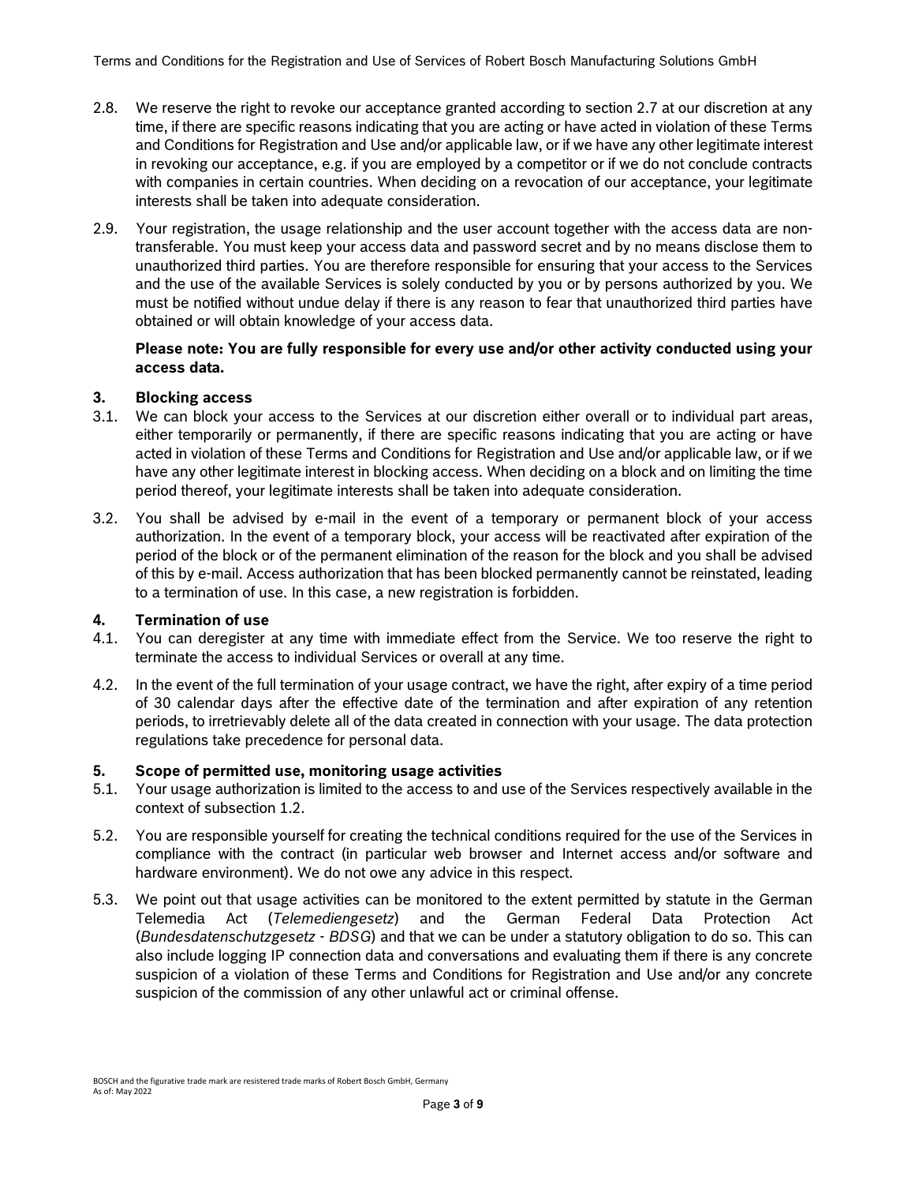2.8. We reserve the right to revoke our acceptance granted according to section 2.7 at our discretion at any time, if there are specific reasons indicating that you are acting or have acted in violation of these Terms and Conditions for Registration and Use and/or applicable law, or if we have any other legitimate interest in revoking our acceptance, e.g. if you are employed by a competitor or if we do not conclude contracts with companies in certain countries. When deciding on a revocation of our acceptance, your legitimate interests shall be taken into adequate consideration.

2.9. Your registration, the usage relationship and the user account together with the access data are non-transferable. You must keep your access data and password secret and by no means disclose them to unauthorized third parties. You are therefore responsible for ensuring that your access to the Services and the use of the available Services is solely conducted by you or by persons authorized by you. We must be notified without undue delay if there is any reason to fear that unauthorized third parties have obtained or will obtain knowledge of your access data.

**Please note: You are fully responsible for every use and/or other activity conducted using your access data.**

## 3. Blocking access

3.1. We can block your access to the Services at our discretion either overall or to individual part areas, either temporarily or permanently, if there are specific reasons indicating that you are acting or have acted in violation of these Terms and Conditions for Registration and Use and/or applicable law, or if we have any other legitimate interest in blocking access. When deciding on a block and on limiting the time period thereof, your legitimate interests shall be taken into adequate consideration.

3.2. You shall be advised by e-mail in the event of a temporary or permanent block of your access authorization. In the event of a temporary block, your access will be reactivated after expiration of the period of the block or of the permanent elimination of the reason for the block and you shall be advised of this by e-mail. Access authorization that has been blocked permanently cannot be reinstated, leading to a termination of use. In this case, a new registration is forbidden.

## 4. Termination of use

4.1. You can deregister at any time with immediate effect from the Service. We too reserve the right to terminate the access to individual Services or overall at any time.

4.2. In the event of the full termination of your usage contract, we have the right, after expiry of a time period of 30 calendar days after the effective date of the termination and after expiration of any retention periods, to irretrievably delete all of the data created in connection with your usage. The data protection regulations take precedence for personal data.

## 5. Scope of permitted use, monitoring usage activities

5.1. Your usage authorization is limited to the access to and use of the Services respectively available in the context of subsection 1.2.

5.2. You are responsible yourself for creating the technical conditions required for the use of the Services in compliance with the contract (in particular web browser and Internet access and/or software and hardware environment). We do not owe any advice in this respect.

5.3. We point out that usage activities can be monitored to the extent permitted by statute in the German Telemedia Act (*Telemediengesetz*) and the German Federal Data Protection Act (*Bundesdatenschutzgesetz - BDSG*) and that we can be under a statutory obligation to do so. This can also include logging IP connection data and conversations and evaluating them if there is any concrete suspicion of a violation of these Terms and Conditions for Registration and Use and/or any concrete suspicion of the commission of any other unlawful act or criminal offense.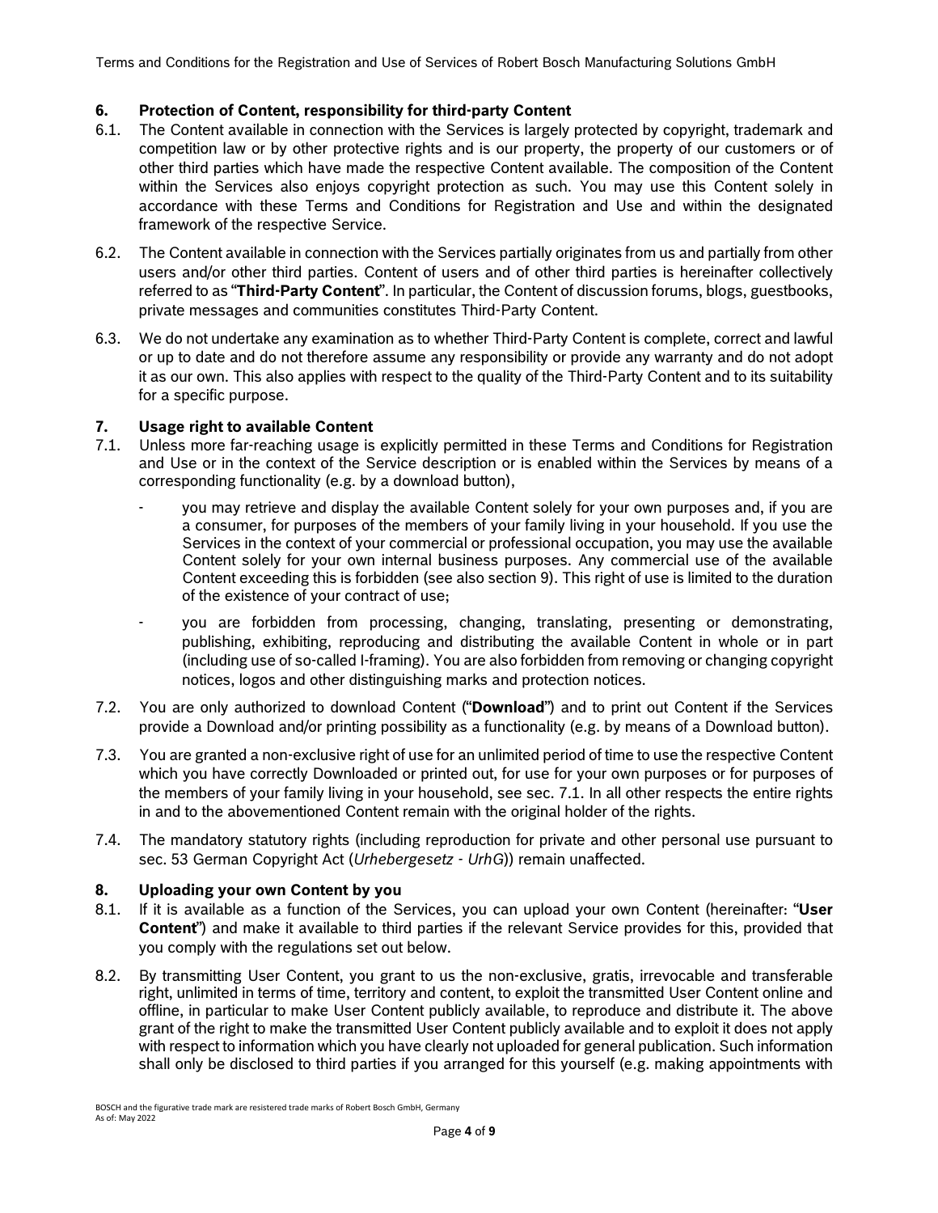## 6. Protection of Content, responsibility for third-party Content

6.1. The Content available in connection with the Services is largely protected by copyright, trademark and competition law or by other protective rights and is our property, the property of our customers or of other third parties which have made the respective Content available. The composition of the Content within the Services also enjoys copyright protection as such. You may use this Content solely in accordance with these Terms and Conditions for Registration and Use and within the designated framework of the respective Service.

6.2. The Content available in connection with the Services partially originates from us and partially from other users and/or other third parties. Content of users and of other third parties is hereinafter collectively referred to as "**Third-Party Content**". In particular, the Content of discussion forums, blogs, guestbooks, private messages and communities constitutes Third-Party Content.

6.3. We do not undertake any examination as to whether Third-Party Content is complete, correct and lawful or up to date and do not therefore assume any responsibility or provide any warranty and do not adopt it as our own. This also applies with respect to the quality of the Third-Party Content and to its suitability for a specific purpose.

## 7. Usage right to available Content

7.1. Unless more far-reaching usage is explicitly permitted in these Terms and Conditions for Registration and Use or in the context of the Service description or is enabled within the Services by means of a corresponding functionality (e.g. by a download button),

- you may retrieve and display the available Content solely for your own purposes and, if you are a consumer, for purposes of the members of your family living in your household. If you use the Services in the context of your commercial or professional occupation, you may use the available Content solely for your own internal business purposes. Any commercial use of the available Content exceeding this is forbidden (see also section 9). This right of use is limited to the duration of the existence of your contract of use;
- you are forbidden from processing, changing, translating, presenting or demonstrating, publishing, exhibiting, reproducing and distributing the available Content in whole or in part (including use of so-called I-framing). You are also forbidden from removing or changing copyright notices, logos and other distinguishing marks and protection notices.

7.2. You are only authorized to download Content ("**Download**") and to print out Content if the Services provide a Download and/or printing possibility as a functionality (e.g. by means of a Download button).

7.3. You are granted a non-exclusive right of use for an unlimited period of time to use the respective Content which you have correctly Downloaded or printed out, for use for your own purposes or for purposes of the members of your family living in your household, see sec. 7.1. In all other respects the entire rights in and to the abovementioned Content remain with the original holder of the rights.

7.4. The mandatory statutory rights (including reproduction for private and other personal use pursuant to sec. 53 German Copyright Act (*Urhebergesetz - UrhG*)) remain unaffected.

## 8. Uploading your own Content by you

8.1. If it is available as a function of the Services, you can upload your own Content (hereinafter: "**User Content**") and make it available to third parties if the relevant Service provides for this, provided that you comply with the regulations set out below.

8.2. By transmitting User Content, you grant to us the non-exclusive, gratis, irrevocable and transferable right, unlimited in terms of time, territory and content, to exploit the transmitted User Content online and offline, in particular to make User Content publicly available, to reproduce and distribute it. The above grant of the right to make the transmitted User Content publicly available and to exploit it does not apply with respect to information which you have clearly not uploaded for general publication. Such information shall only be disclosed to third parties if you arranged for this yourself (e.g. making appointments with

BOSCH and the figurative trade mark are resistered trade marks of Robert Bosch GmbH, Germany
As of: May 2022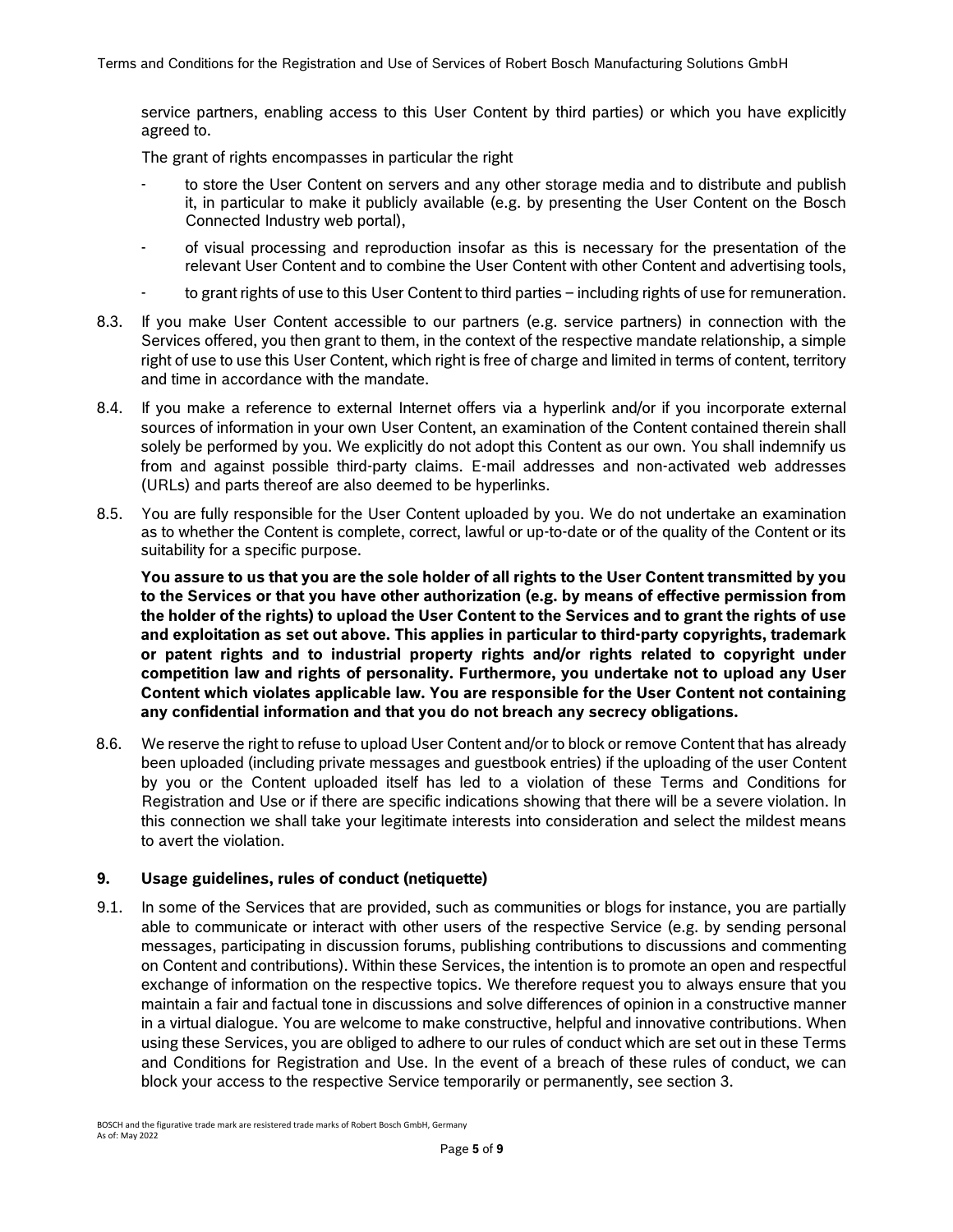service partners, enabling access to this User Content by third parties) or which you have explicitly agreed to.

The grant of rights encompasses in particular the right

- to store the User Content on servers and any other storage media and to distribute and publish it, in particular to make it publicly available (e.g. by presenting the User Content on the Bosch Connected Industry web portal),
- of visual processing and reproduction insofar as this is necessary for the presentation of the relevant User Content and to combine the User Content with other Content and advertising tools,
- to grant rights of use to this User Content to third parties – including rights of use for remuneration.

8.3. If you make User Content accessible to our partners (e.g. service partners) in connection with the Services offered, you then grant to them, in the context of the respective mandate relationship, a simple right of use to use this User Content, which right is free of charge and limited in terms of content, territory and time in accordance with the mandate.

8.4. If you make a reference to external Internet offers via a hyperlink and/or if you incorporate external sources of information in your own User Content, an examination of the Content contained therein shall solely be performed by you. We explicitly do not adopt this Content as our own. You shall indemnify us from and against possible third-party claims. E-mail addresses and non-activated web addresses (URLs) and parts thereof are also deemed to be hyperlinks.

8.5. You are fully responsible for the User Content uploaded by you. We do not undertake an examination as to whether the Content is complete, correct, lawful or up-to-date or of the quality of the Content or its suitability for a specific purpose.

**You assure to us that you are the sole holder of all rights to the User Content transmitted by you to the Services or that you have other authorization (e.g. by means of effective permission from the holder of the rights) to upload the User Content to the Services and to grant the rights of use and exploitation as set out above. This applies in particular to third-party copyrights, trademark or patent rights and to industrial property rights and/or rights related to copyright under competition law and rights of personality. Furthermore, you undertake not to upload any User Content which violates applicable law. You are responsible for the User Content not containing any confidential information and that you do not breach any secrecy obligations.**

8.6. We reserve the right to refuse to upload User Content and/or to block or remove Content that has already been uploaded (including private messages and guestbook entries) if the uploading of the user Content by you or the Content uploaded itself has led to a violation of these Terms and Conditions for Registration and Use or if there are specific indications showing that there will be a severe violation. In this connection we shall take your legitimate interests into consideration and select the mildest means to avert the violation.

## 9. Usage guidelines, rules of conduct (netiquette)

9.1. In some of the Services that are provided, such as communities or blogs for instance, you are partially able to communicate or interact with other users of the respective Service (e.g. by sending personal messages, participating in discussion forums, publishing contributions to discussions and commenting on Content and contributions). Within these Services, the intention is to promote an open and respectful exchange of information on the respective topics. We therefore request you to always ensure that you maintain a fair and factual tone in discussions and solve differences of opinion in a constructive manner in a virtual dialogue. You are welcome to make constructive, helpful and innovative contributions. When using these Services, you are obliged to adhere to our rules of conduct which are set out in these Terms and Conditions for Registration and Use. In the event of a breach of these rules of conduct, we can block your access to the respective Service temporarily or permanently, see section 3.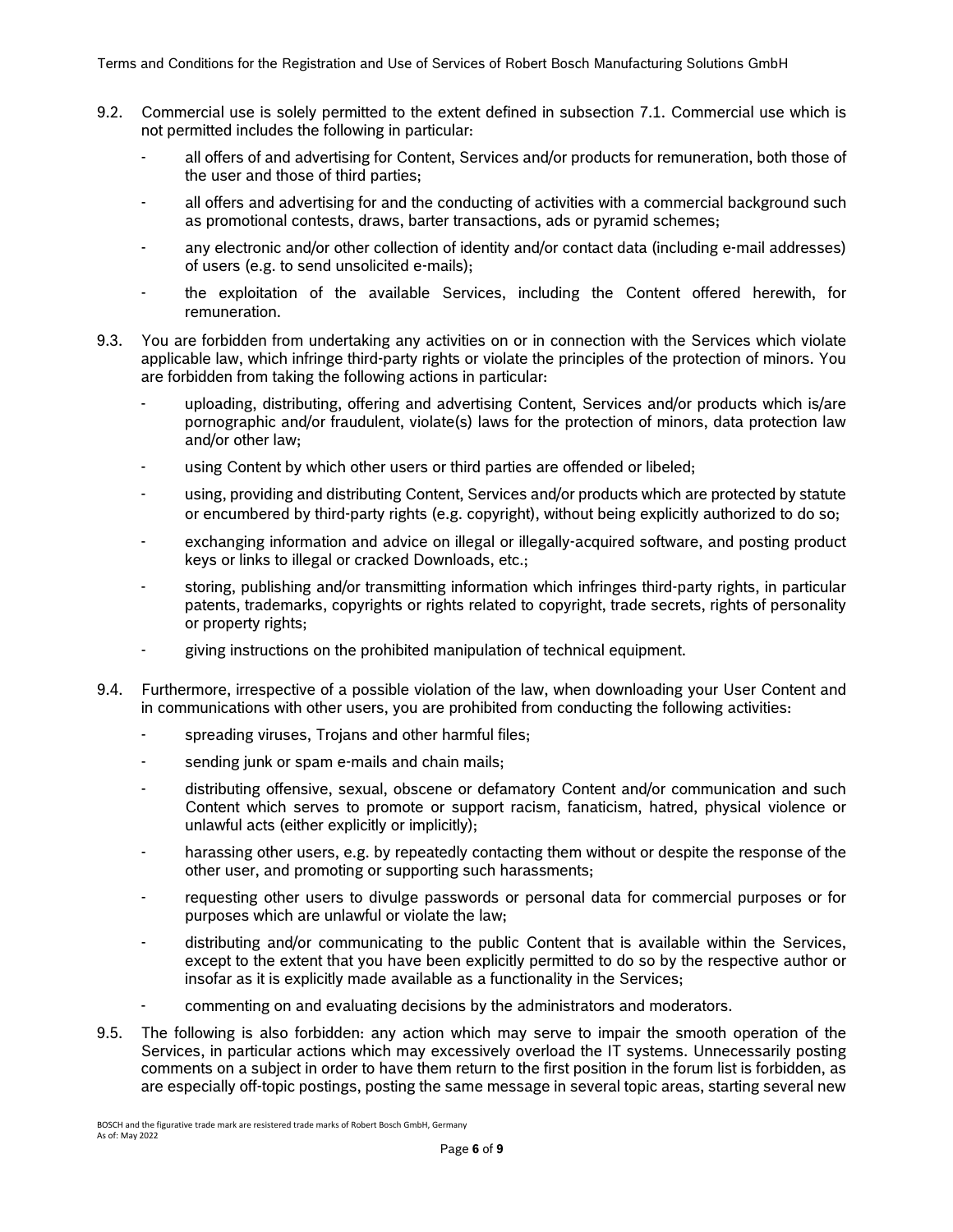9.2. Commercial use is solely permitted to the extent defined in subsection 7.1. Commercial use which is not permitted includes the following in particular:

- all offers of and advertising for Content, Services and/or products for remuneration, both those of the user and those of third parties;
- all offers and advertising for and the conducting of activities with a commercial background such as promotional contests, draws, barter transactions, ads or pyramid schemes;
- any electronic and/or other collection of identity and/or contact data (including e-mail addresses) of users (e.g. to send unsolicited e-mails);
- the exploitation of the available Services, including the Content offered herewith, for remuneration.

9.3. You are forbidden from undertaking any activities on or in connection with the Services which violate applicable law, which infringe third-party rights or violate the principles of the protection of minors. You are forbidden from taking the following actions in particular:

- uploading, distributing, offering and advertising Content, Services and/or products which is/are pornographic and/or fraudulent, violate(s) laws for the protection of minors, data protection law and/or other law;
- using Content by which other users or third parties are offended or libeled;
- using, providing and distributing Content, Services and/or products which are protected by statute or encumbered by third-party rights (e.g. copyright), without being explicitly authorized to do so;
- exchanging information and advice on illegal or illegally-acquired software, and posting product keys or links to illegal or cracked Downloads, etc.;
- storing, publishing and/or transmitting information which infringes third-party rights, in particular patents, trademarks, copyrights or rights related to copyright, trade secrets, rights of personality or property rights;
- giving instructions on the prohibited manipulation of technical equipment.

9.4. Furthermore, irrespective of a possible violation of the law, when downloading your User Content and in communications with other users, you are prohibited from conducting the following activities:

- spreading viruses, Trojans and other harmful files;
- sending junk or spam e-mails and chain mails;
- distributing offensive, sexual, obscene or defamatory Content and/or communication and such Content which serves to promote or support racism, fanaticism, hatred, physical violence or unlawful acts (either explicitly or implicitly);
- harassing other users, e.g. by repeatedly contacting them without or despite the response of the other user, and promoting or supporting such harassments;
- requesting other users to divulge passwords or personal data for commercial purposes or for purposes which are unlawful or violate the law;
- distributing and/or communicating to the public Content that is available within the Services, except to the extent that you have been explicitly permitted to do so by the respective author or insofar as it is explicitly made available as a functionality in the Services;
- commenting on and evaluating decisions by the administrators and moderators.

9.5. The following is also forbidden: any action which may serve to impair the smooth operation of the Services, in particular actions which may excessively overload the IT systems. Unnecessarily posting comments on a subject in order to have them return to the first position in the forum list is forbidden, as are especially off-topic postings, posting the same message in several topic areas, starting several new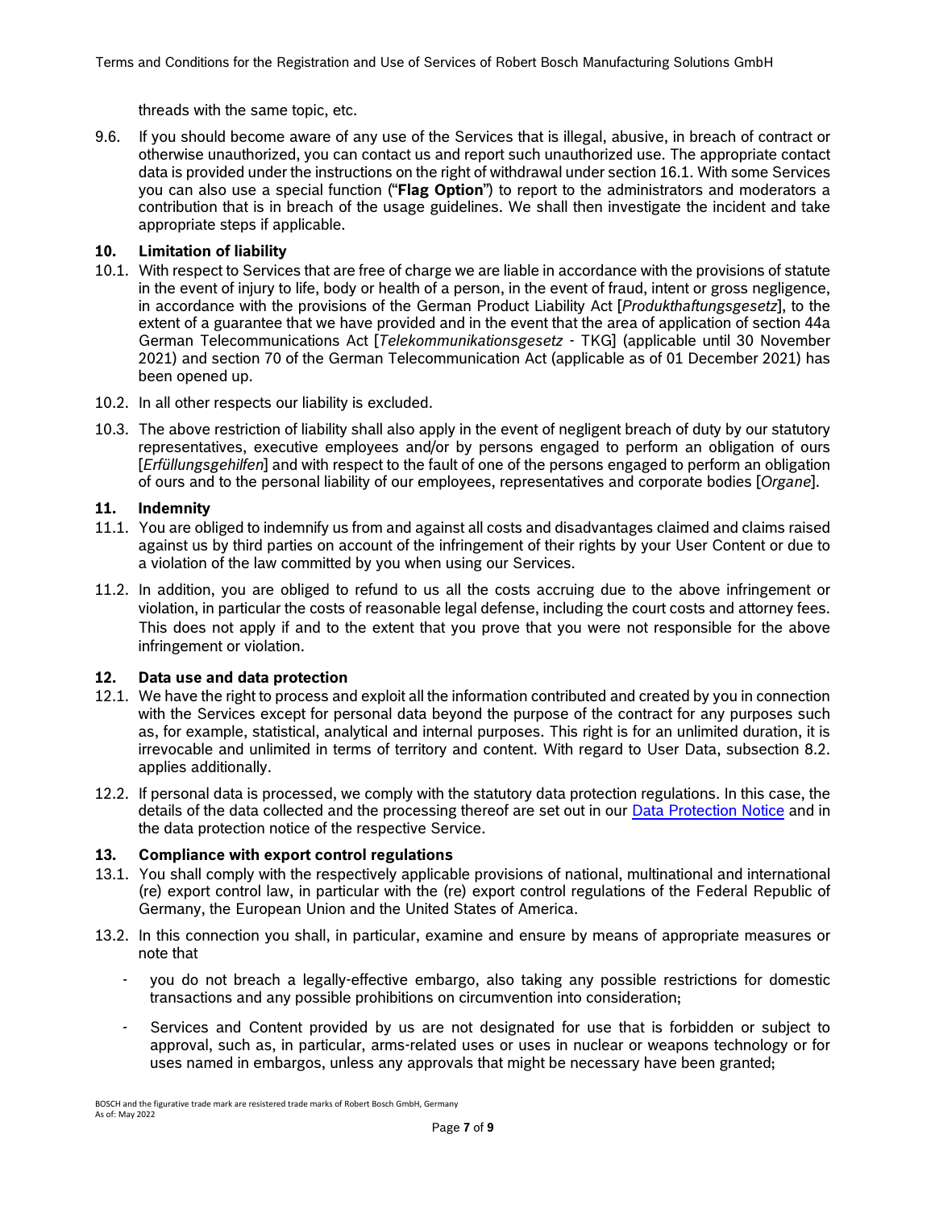threads with the same topic, etc.

9.6. If you should become aware of any use of the Services that is illegal, abusive, in breach of contract or otherwise unauthorized, you can contact us and report such unauthorized use. The appropriate contact data is provided under the instructions on the right of withdrawal under section 16.1. With some Services you can also use a special function ("**Flag Option**") to report to the administrators and moderators a contribution that is in breach of the usage guidelines. We shall then investigate the incident and take appropriate steps if applicable.

## 10. Limitation of liability

10.1. With respect to Services that are free of charge we are liable in accordance with the provisions of statute in the event of injury to life, body or health of a person, in the event of fraud, intent or gross negligence, in accordance with the provisions of the German Product Liability Act [*Produkthaftungsgesetz*], to the extent of a guarantee that we have provided and in the event that the area of application of section 44a German Telecommunications Act [*Telekommunikationsgesetz* - TKG] (applicable until 30 November 2021) and section 70 of the German Telecommunication Act (applicable as of 01 December 2021) has been opened up.

10.2. In all other respects our liability is excluded.

10.3. The above restriction of liability shall also apply in the event of negligent breach of duty by our statutory representatives, executive employees and/or by persons engaged to perform an obligation of ours [*Erfüllungsgehilfen*] and with respect to the fault of one of the persons engaged to perform an obligation of ours and to the personal liability of our employees, representatives and corporate bodies [*Organe*].

## 11. Indemnity

11.1. You are obliged to indemnify us from and against all costs and disadvantages claimed and claims raised against us by third parties on account of the infringement of their rights by your User Content or due to a violation of the law committed by you when using our Services.

11.2. In addition, you are obliged to refund to us all the costs accruing due to the above infringement or violation, in particular the costs of reasonable legal defense, including the court costs and attorney fees. This does not apply if and to the extent that you prove that you were not responsible for the above infringement or violation.

## 12. Data use and data protection

12.1. We have the right to process and exploit all the information contributed and created by you in connection with the Services except for personal data beyond the purpose of the contract for any purposes such as, for example, statistical, analytical and internal purposes. This right is for an unlimited duration, it is irrevocable and unlimited in terms of territory and content. With regard to User Data, subsection 8.2. applies additionally.

12.2. If personal data is processed, we comply with the statutory data protection regulations. In this case, the details of the data collected and the processing thereof are set out in our Data Protection Notice and in the data protection notice of the respective Service.

## 13. Compliance with export control regulations

13.1. You shall comply with the respectively applicable provisions of national, multinational and international (re) export control law, in particular with the (re) export control regulations of the Federal Republic of Germany, the European Union and the United States of America.

13.2. In this connection you shall, in particular, examine and ensure by means of appropriate measures or note that

- you do not breach a legally-effective embargo, also taking any possible restrictions for domestic transactions and any possible prohibitions on circumvention into consideration;
- Services and Content provided by us are not designated for use that is forbidden or subject to approval, such as, in particular, arms-related uses or uses in nuclear or weapons technology or for uses named in embargos, unless any approvals that might be necessary have been granted;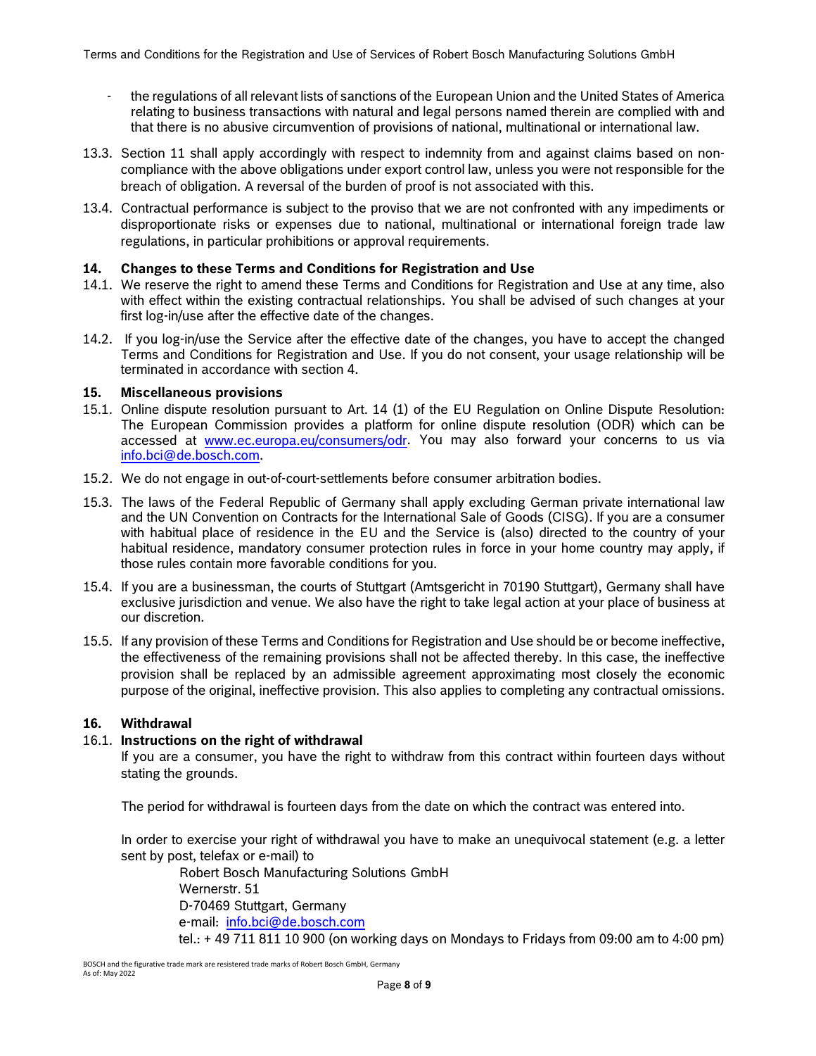- the regulations of all relevant lists of sanctions of the European Union and the United States of America relating to business transactions with natural and legal persons named therein are complied with and that there is no abusive circumvention of provisions of national, multinational or international law.

13.3. Section 11 shall apply accordingly with respect to indemnity from and against claims based on non-compliance with the above obligations under export control law, unless you were not responsible for the breach of obligation. A reversal of the burden of proof is not associated with this.

13.4. Contractual performance is subject to the proviso that we are not confronted with any impediments or disproportionate risks or expenses due to national, multinational or international foreign trade law regulations, in particular prohibitions or approval requirements.

## 14. Changes to these Terms and Conditions for Registration and Use

14.1. We reserve the right to amend these Terms and Conditions for Registration and Use at any time, also with effect within the existing contractual relationships. You shall be advised of such changes at your first log-in/use after the effective date of the changes.

14.2. If you log-in/use the Service after the effective date of the changes, you have to accept the changed Terms and Conditions for Registration and Use. If you do not consent, your usage relationship will be terminated in accordance with section 4.

## 15. Miscellaneous provisions

15.1. Online dispute resolution pursuant to Art. 14 (1) of the EU Regulation on Online Dispute Resolution: The European Commission provides a platform for online dispute resolution (ODR) which can be accessed at [www.ec.europa.eu/consumers/odr](www.ec.europa.eu/consumers/odr). You may also forward your concerns to us via [info.bci@de.bosch.com](mailto:info.bci@de.bosch.com).

15.2. We do not engage in out-of-court-settlements before consumer arbitration bodies.

15.3. The laws of the Federal Republic of Germany shall apply excluding German private international law and the UN Convention on Contracts for the International Sale of Goods (CISG). If you are a consumer with habitual place of residence in the EU and the Service is (also) directed to the country of your habitual residence, mandatory consumer protection rules in force in your home country may apply, if those rules contain more favorable conditions for you.

15.4. If you are a businessman, the courts of Stuttgart (Amtsgericht in 70190 Stuttgart), Germany shall have exclusive jurisdiction and venue. We also have the right to take legal action at your place of business at our discretion.

15.5. If any provision of these Terms and Conditions for Registration and Use should be or become ineffective, the effectiveness of the remaining provisions shall not be affected thereby. In this case, the ineffective provision shall be replaced by an admissible agreement approximating most closely the economic purpose of the original, ineffective provision. This also applies to completing any contractual omissions.

## 16. Withdrawal

16.1. **Instructions on the right of withdrawal**

If you are a consumer, you have the right to withdraw from this contract within fourteen days without stating the grounds.

The period for withdrawal is fourteen days from the date on which the contract was entered into.

In order to exercise your right of withdrawal you have to make an unequivocal statement (e.g. a letter sent by post, telefax or e-mail) to

Robert Bosch Manufacturing Solutions GmbH
Wernerstr. 51
D-70469 Stuttgart, Germany
e-mail: [info.bci@de.bosch.com](mailto:info.bci@de.bosch.com)
tel.: + 49 711 811 10 900 (on working days on Mondays to Fridays from 09:00 am to 4:00 pm)

BOSCH and the figurative trade mark are resistered trade marks of Robert Bosch GmbH, Germany
As of: May 2022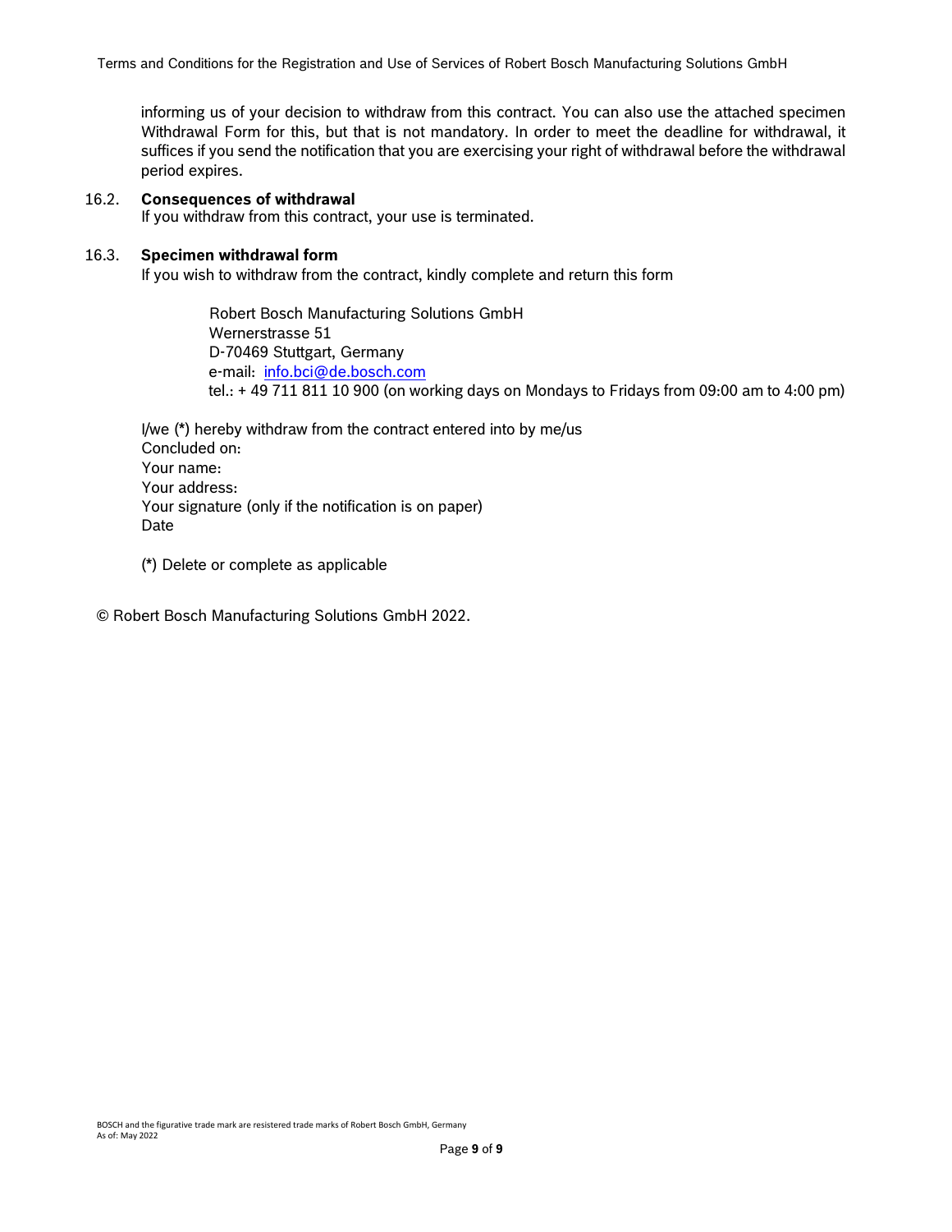informing us of your decision to withdraw from this contract. You can also use the attached specimen Withdrawal Form for this, but that is not mandatory. In order to meet the deadline for withdrawal, it suffices if you send the notification that you are exercising your right of withdrawal before the withdrawal period expires.

16.2. **Consequences of withdrawal**
If you withdraw from this contract, your use is terminated.

16.3. **Specimen withdrawal form**
If you wish to withdraw from the contract, kindly complete and return this form

Robert Bosch Manufacturing Solutions GmbH
Wernerstrasse 51
D-70469 Stuttgart, Germany
e-mail: info.bci@de.bosch.com
tel.: + 49 711 811 10 900 (on working days on Mondays to Fridays from 09:00 am to 4:00 pm)

I/we (*) hereby withdraw from the contract entered into by me/us
Concluded on:
Your name:
Your address:
Your signature (only if the notification is on paper)
Date

(*) Delete or complete as applicable

© Robert Bosch Manufacturing Solutions GmbH 2022.

BOSCH and the figurative trade mark are resistered trade marks of Robert Bosch GmbH, Germany
As of: May 2022